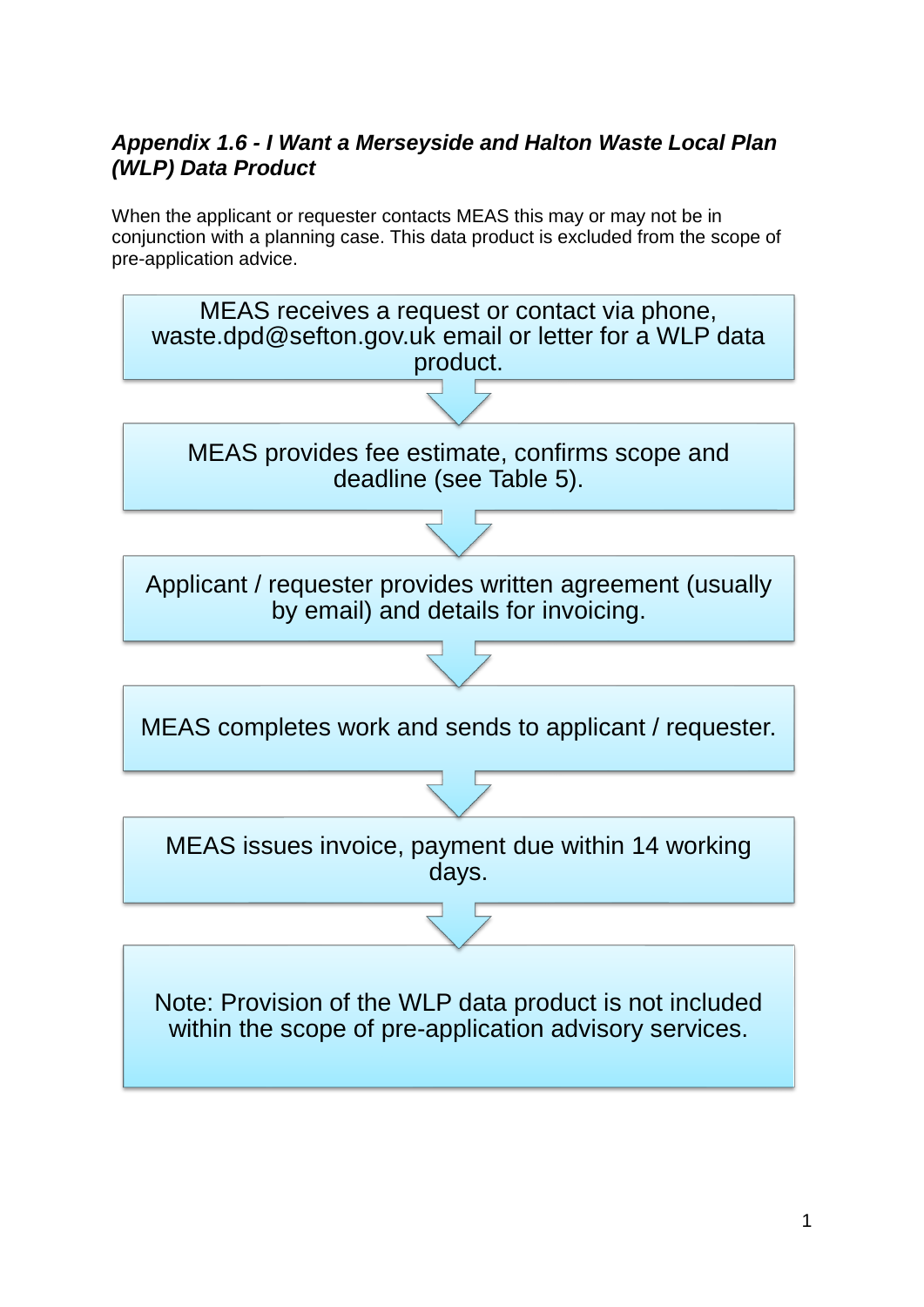## *Appendix 1.6 - I Want a Merseyside and Halton Waste Local Plan (WLP) Data Product*

When the applicant or requester contacts MEAS this may or may not be in conjunction with a planning case. This data product is excluded from the scope of pre-application advice.

MEAS receives a request or contact via phone, waste.dpd@sefton.gov.uk email or letter for a WLP data product.

↓

MEAS provides fee estimate, confirms scope and deadline (see Table 5).

↓

Applicant / requester provides written agreement (usually by email) and details for invoicing.

↓

MEAS completes work and sends to applicant / requester.

↓

MEAS issues invoice, payment due within 14 working days.

↓

Note: Provision of the WLP data product is not included within the scope of pre-application advisory services.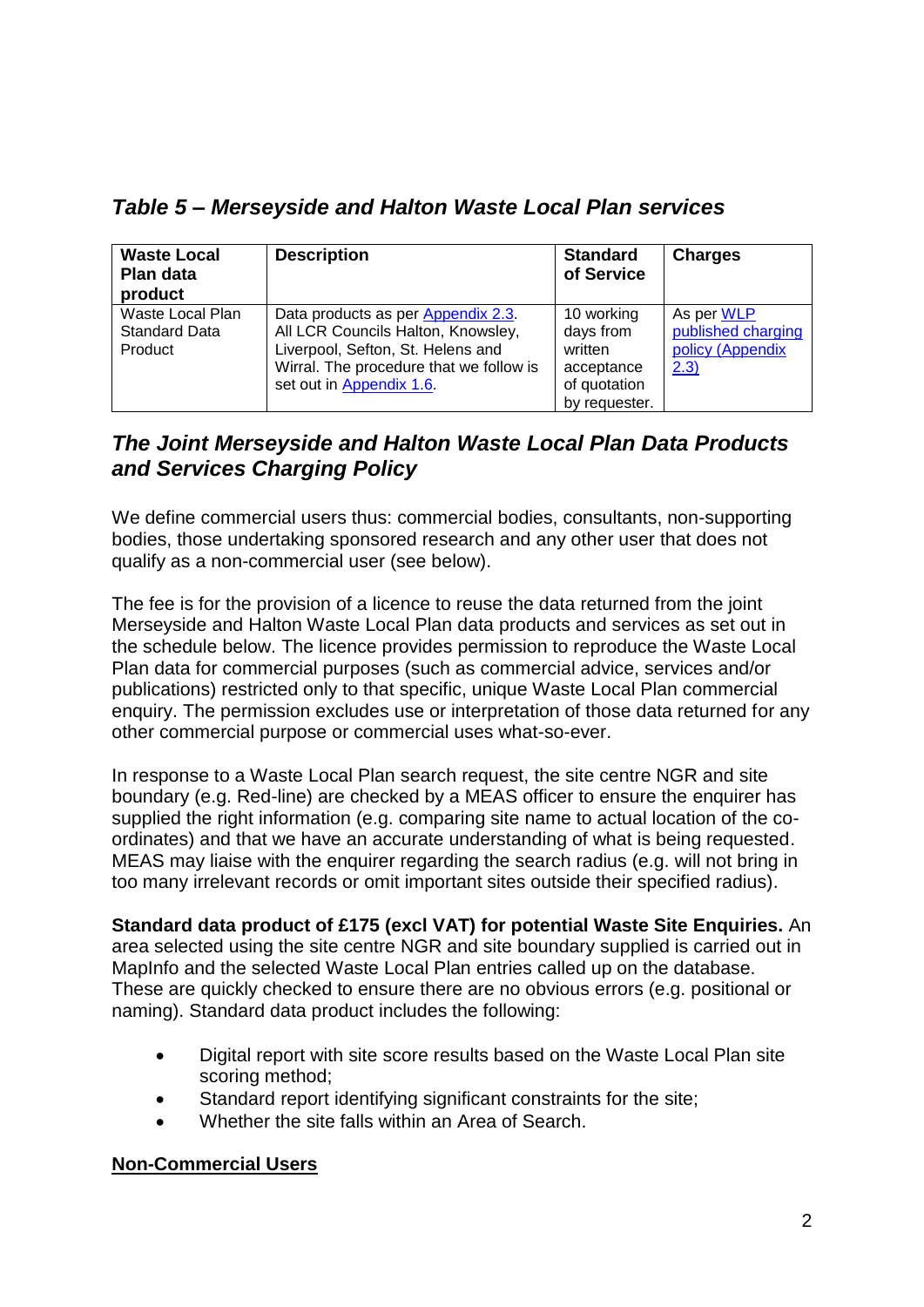### *Table 5 – Merseyside and Halton Waste Local Plan services*

| Waste Local Plan data product | Description | Standard of Service | Charges |
|---|---|---|---|
| Waste Local Plan Standard Data Product | Data products as per Appendix 2.3. All LCR Councils Halton, Knowsley, Liverpool, Sefton, St. Helens and Wirral. The procedure that we follow is set out in Appendix 1.6. | 10 working days from written acceptance of quotation by requester. | As per WLP published charging policy (Appendix 2.3) |

## *The Joint Merseyside and Halton Waste Local Plan Data Products and Services Charging Policy*

We define commercial users thus: commercial bodies, consultants, non-supporting bodies, those undertaking sponsored research and any other user that does not qualify as a non-commercial user (see below).

The fee is for the provision of a licence to reuse the data returned from the joint Merseyside and Halton Waste Local Plan data products and services as set out in the schedule below. The licence provides permission to reproduce the Waste Local Plan data for commercial purposes (such as commercial advice, services and/or publications) restricted only to that specific, unique Waste Local Plan commercial enquiry. The permission excludes use or interpretation of those data returned for any other commercial purpose or commercial uses what-so-ever.

In response to a Waste Local Plan search request, the site centre NGR and site boundary (e.g. Red-line) are checked by a MEAS officer to ensure the enquirer has supplied the right information (e.g. comparing site name to actual location of the co-ordinates) and that we have an accurate understanding of what is being requested. MEAS may liaise with the enquirer regarding the search radius (e.g. will not bring in too many irrelevant records or omit important sites outside their specified radius).

**Standard data product of £175 (excl VAT) for potential Waste Site Enquiries.** An area selected using the site centre NGR and site boundary supplied is carried out in MapInfo and the selected Waste Local Plan entries called up on the database. These are quickly checked to ensure there are no obvious errors (e.g. positional or naming). Standard data product includes the following:

- Digital report with site score results based on the Waste Local Plan site scoring method;
- Standard report identifying significant constraints for the site;
- Whether the site falls within an Area of Search.

**<u>Non-Commercial Users</u>**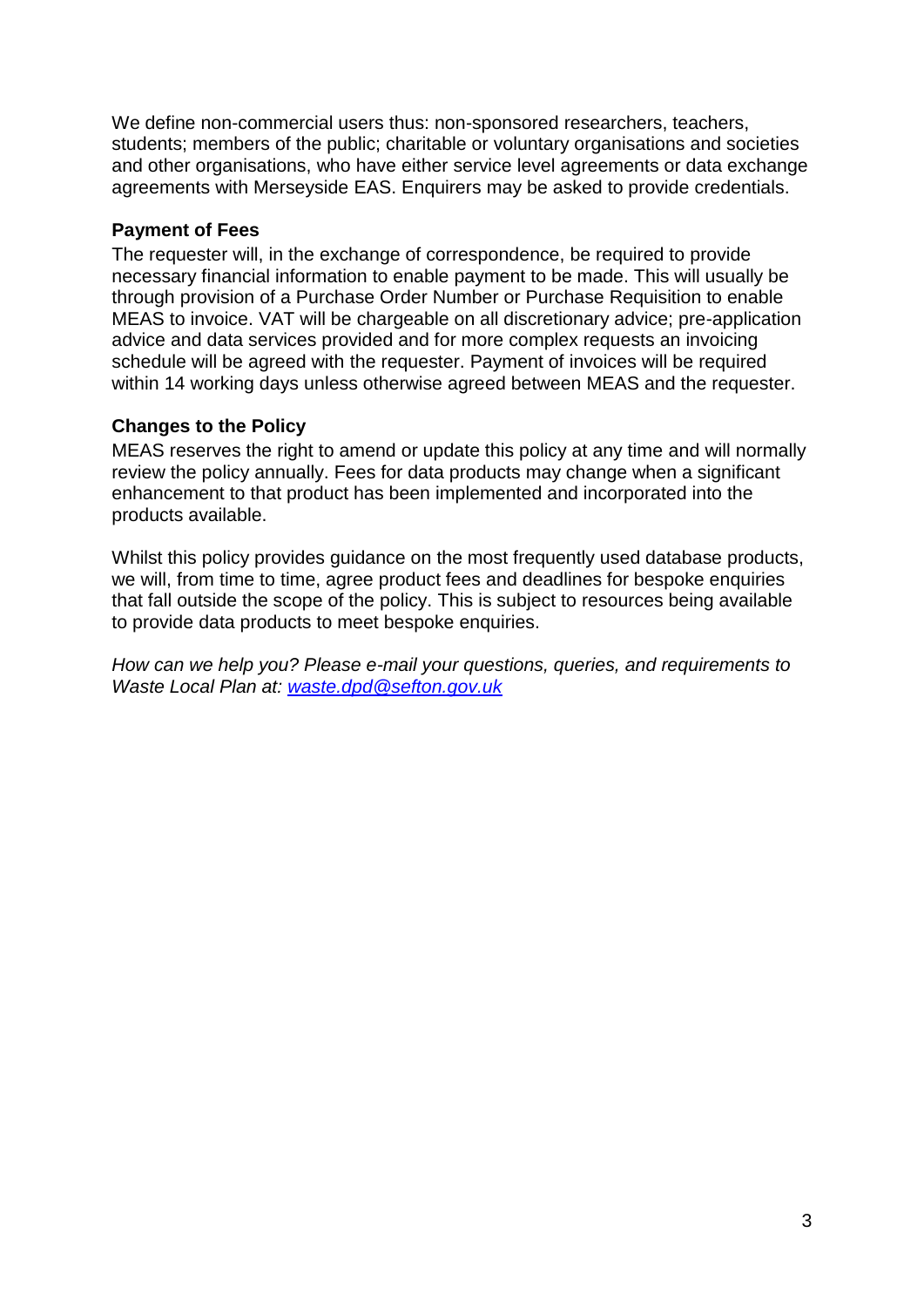We define non-commercial users thus: non-sponsored researchers, teachers, students; members of the public; charitable or voluntary organisations and societies and other organisations, who have either service level agreements or data exchange agreements with Merseyside EAS. Enquirers may be asked to provide credentials.

**Payment of Fees**

The requester will, in the exchange of correspondence, be required to provide necessary financial information to enable payment to be made. This will usually be through provision of a Purchase Order Number or Purchase Requisition to enable MEAS to invoice. VAT will be chargeable on all discretionary advice; pre-application advice and data services provided and for more complex requests an invoicing schedule will be agreed with the requester. Payment of invoices will be required within 14 working days unless otherwise agreed between MEAS and the requester.

**Changes to the Policy**

MEAS reserves the right to amend or update this policy at any time and will normally review the policy annually. Fees for data products may change when a significant enhancement to that product has been implemented and incorporated into the products available.

Whilst this policy provides guidance on the most frequently used database products, we will, from time to time, agree product fees and deadlines for bespoke enquiries that fall outside the scope of the policy. This is subject to resources being available to provide data products to meet bespoke enquiries.

*How can we help you? Please e-mail your questions, queries, and requirements to Waste Local Plan at: [waste.dpd@sefton.gov.uk](mailto:waste.dpd@sefton.gov.uk)*